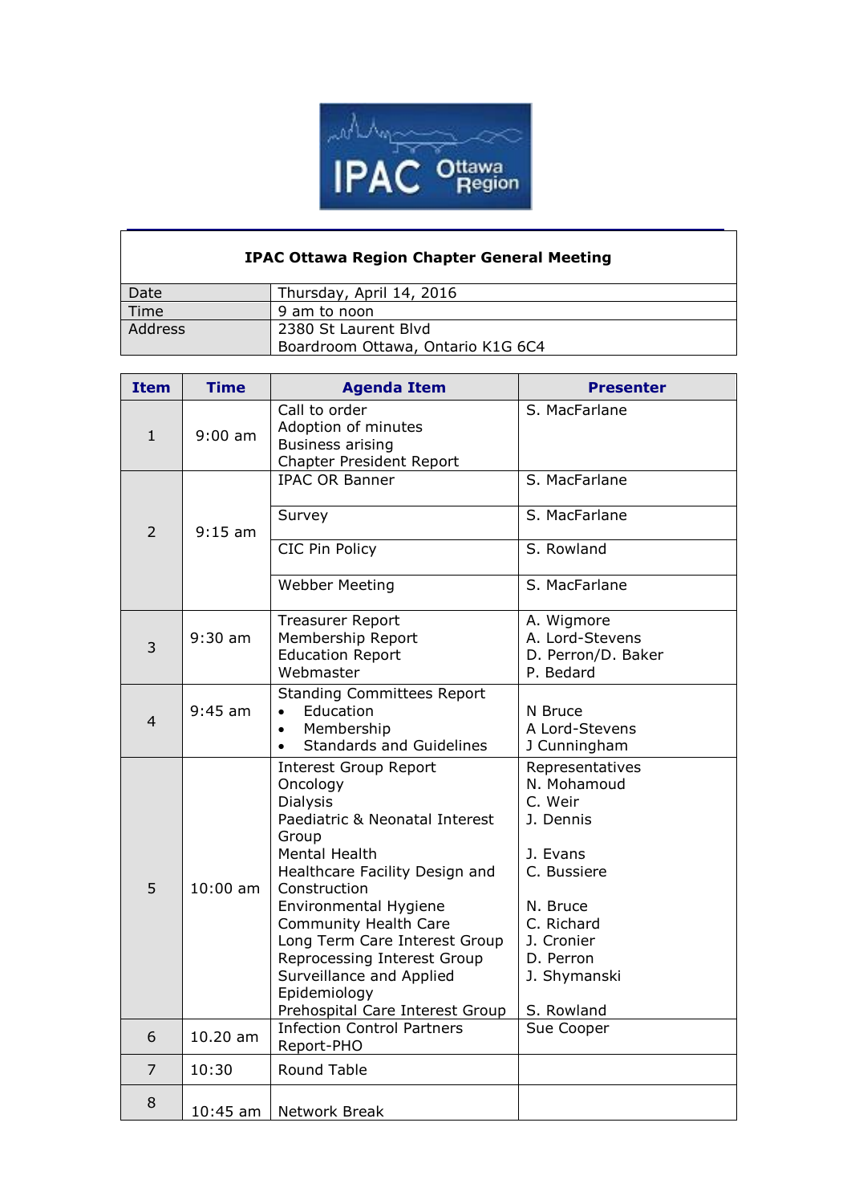# IPAC Ottawa Region Chapter General Meeting

| | |
|---|---|
| Date | Thursday, April 14, 2016 |
| Time | 9 am to noon |
| Address | 2380 St Laurent Blvd<br>Boardroom Ottawa, Ontario K1G 6C4 |

| Item | Time | Agenda Item | Presenter |
|---|---|---|---|
| 1 | 9:00 am | Call to order<br>Adoption of minutes<br>Business arising<br>Chapter President Report | S. MacFarlane |
| 2 | 9:15 am | IPAC OR Banner | S. MacFarlane |
| | | Survey | S. MacFarlane |
| | | CIC Pin Policy | S. Rowland |
| | | Webber Meeting | S. MacFarlane |
| 3 | 9:30 am | Treasurer Report<br>Membership Report<br>Education Report<br>Webmaster | A. Wigmore<br>A. Lord-Stevens<br>D. Perron/D. Baker<br>P. Bedard |
| 4 | 9:45 am | Standing Committees Report<br>• Education<br>• Membership<br>• Standards and Guidelines | <br>N Bruce<br>A Lord-Stevens<br>J Cunningham |
| 5 | 10:00 am | Interest Group Report<br>Oncology<br>Dialysis<br>Paediatric & Neonatal Interest Group<br>Mental Health<br>Healthcare Facility Design and Construction<br>Environmental Hygiene<br>Community Health Care<br>Long Term Care Interest Group<br>Reprocessing Interest Group<br>Surveillance and Applied Epidemiology<br>Prehospital Care Interest Group | Representatives<br>N. Mohamoud<br>C. Weir<br>J. Dennis<br>J. Evans<br>C. Bussiere<br>N. Bruce<br>C. Richard<br>J. Cronier<br>D. Perron<br>J. Shymanski<br>S. Rowland |
| 6 | 10.20 am | Infection Control Partners Report-PHO | Sue Cooper |
| 7 | 10:30 | Round Table | |
| 8 | 10:45 am | Network Break | |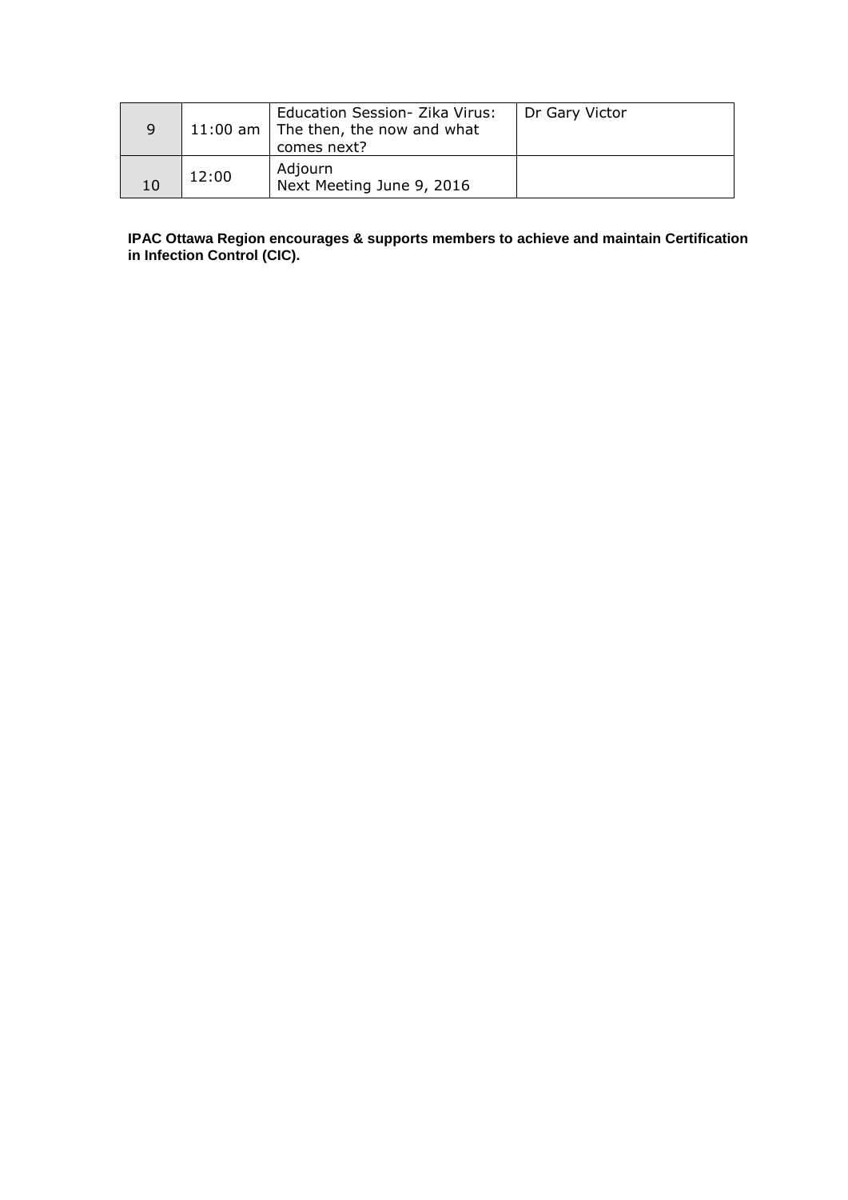| | | | |
|---|---|---|---|
| 9 | 11:00 am | Education Session- Zika Virus: The then, the now and what comes next? | Dr Gary Victor |
| 10 | 12:00 | Adjourn<br>Next Meeting June 9, 2016 | |

**IPAC Ottawa Region encourages & supports members to achieve and maintain Certification in Infection Control (CIC).**